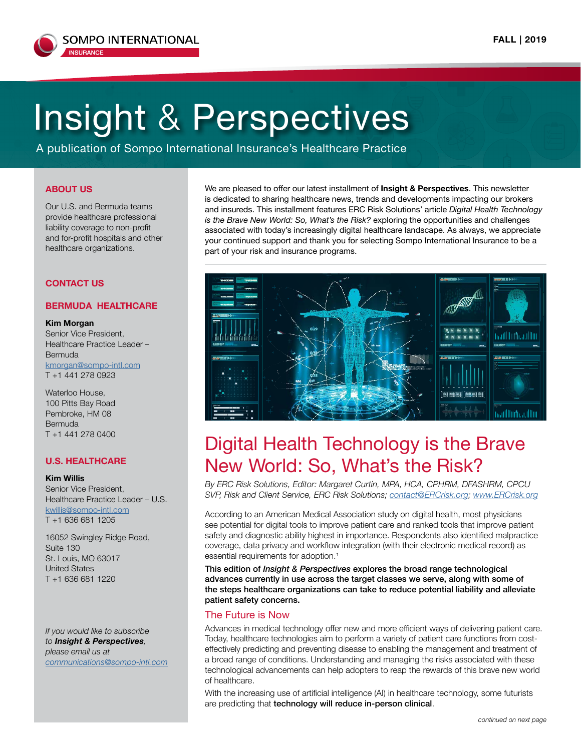SOMPO INTERNATIONAL
INSURANCE

FALL | 2019

# Insight & Perspectives

A publication of Sompo International Insurance's Healthcare Practice

## ABOUT US

Our U.S. and Bermuda teams provide healthcare professional liability coverage to non-profit and for-profit hospitals and other healthcare organizations.

## CONTACT US

### BERMUDA HEALTHCARE

**Kim Morgan**
Senior Vice President,
Healthcare Practice Leader – Bermuda
kmorgan@sompo-intl.com
T +1 441 278 0923

Waterloo House,
100 Pitts Bay Road
Pembroke, HM 08
Bermuda
T +1 441 278 0400

### U.S. HEALTHCARE

**Kim Willis**
Senior Vice President,
Healthcare Practice Leader – U.S.
kwillis@sompo-intl.com
T +1 636 681 1205

16052 Swingley Ridge Road,
Suite 130
St. Louis, MO 63017
United States
T +1 636 681 1220

*If you would like to subscribe to **Insight & Perspectives**, please email us at communications@sompo-intl.com*

We are pleased to offer our latest installment of **Insight & Perspectives**. This newsletter is dedicated to sharing healthcare news, trends and developments impacting our brokers and insureds. This installment features ERC Risk Solutions' article *Digital Health Technology is the Brave New World: So, What's the Risk?* exploring the opportunities and challenges associated with today's increasingly digital healthcare landscape. As always, we appreciate your continued support and thank you for selecting Sompo International Insurance to be a part of your risk and insurance programs.

## Digital Health Technology is the Brave New World: So, What's the Risk?

*By ERC Risk Solutions, Editor: Margaret Curtin, MPA, HCA, CPHRM, DFASHRM, CPCU SVP, Risk and Client Service, ERC Risk Solutions; contact@ERCrisk.org; www.ERCrisk.org*

According to an American Medical Association study on digital health, most physicians see potential for digital tools to improve patient care and ranked tools that improve patient safety and diagnostic ability highest in importance. Respondents also identified malpractice coverage, data privacy and workflow integration (with their electronic medical record) as essential requirements for adoption.[1]

**This edition of *Insight & Perspectives* explores the broad range technological advances currently in use across the target classes we serve, along with some of the steps healthcare organizations can take to reduce potential liability and alleviate patient safety concerns.**

### The Future is Now

Advances in medical technology offer new and more efficient ways of delivering patient care. Today, healthcare technologies aim to perform a variety of patient care functions from cost-effectively predicting and preventing disease to enabling the management and treatment of a broad range of conditions. Understanding and managing the risks associated with these technological advancements can help adopters to reap the rewards of this brave new world of healthcare.

With the increasing use of artificial intelligence (AI) in healthcare technology, some futurists are predicting that **technology will reduce in-person clinical**.

*continued on next page*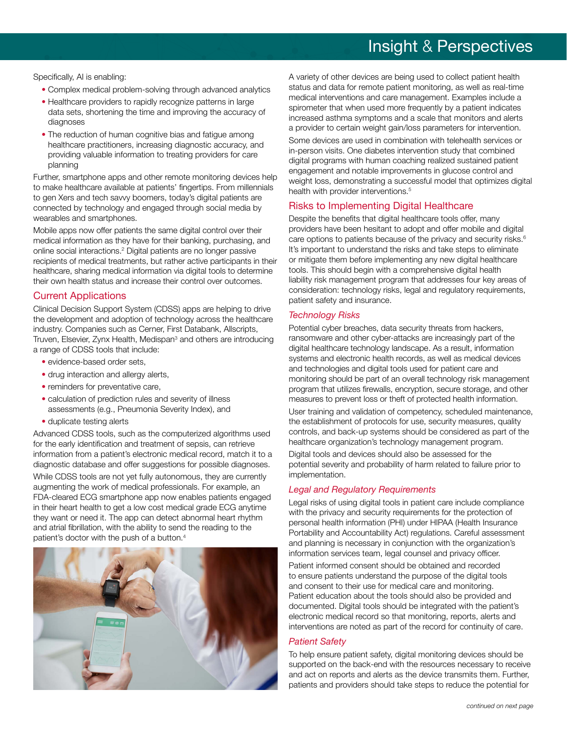Specifically, AI is enabling:

- Complex medical problem-solving through advanced analytics
- Healthcare providers to rapidly recognize patterns in large data sets, shortening the time and improving the accuracy of diagnoses
- The reduction of human cognitive bias and fatigue among healthcare practitioners, increasing diagnostic accuracy, and providing valuable information to treating providers for care planning

Further, smartphone apps and other remote monitoring devices help to make healthcare available at patients' fingertips. From millennials to gen Xers and tech savvy boomers, today's digital patients are connected by technology and engaged through social media by wearables and smartphones.

Mobile apps now offer patients the same digital control over their medical information as they have for their banking, purchasing, and online social interactions.[2] Digital patients are no longer passive recipients of medical treatments, but rather active participants in their healthcare, sharing medical information via digital tools to determine their own health status and increase their control over outcomes.

## Current Applications

Clinical Decision Support System (CDSS) apps are helping to drive the development and adoption of technology across the healthcare industry. Companies such as Cerner, First Databank, Allscripts, Truven, Elsevier, Zynx Health, Medispan[3] and others are introducing a range of CDSS tools that include:

- evidence-based order sets,
- drug interaction and allergy alerts,
- reminders for preventative care,
- calculation of prediction rules and severity of illness assessments (e.g., Pneumonia Severity Index), and
- duplicate testing alerts

Advanced CDSS tools, such as the computerized algorithms used for the early identification and treatment of sepsis, can retrieve information from a patient's electronic medical record, match it to a diagnostic database and offer suggestions for possible diagnoses.

While CDSS tools are not yet fully autonomous, they are currently augmenting the work of medical professionals. For example, an FDA-cleared ECG smartphone app now enables patients engaged in their heart health to get a low cost medical grade ECG anytime they want or need it. The app can detect abnormal heart rhythm and atrial fibrillation, with the ability to send the reading to the patient's doctor with the push of a button.[4]

A variety of other devices are being used to collect patient health status and data for remote patient monitoring, as well as real-time medical interventions and care management. Examples include a spirometer that when used more frequently by a patient indicates increased asthma symptoms and a scale that monitors and alerts a provider to certain weight gain/loss parameters for intervention.

Some devices are used in combination with telehealth services or in-person visits. One diabetes intervention study that combined digital programs with human coaching realized sustained patient engagement and notable improvements in glucose control and weight loss, demonstrating a successful model that optimizes digital health with provider interventions.[5]

## Risks to Implementing Digital Healthcare

Despite the benefits that digital healthcare tools offer, many providers have been hesitant to adopt and offer mobile and digital care options to patients because of the privacy and security risks.[6] It's important to understand the risks and take steps to eliminate or mitigate them before implementing any new digital healthcare tools. This should begin with a comprehensive digital health liability risk management program that addresses four key areas of consideration: technology risks, legal and regulatory requirements, patient safety and insurance.

### *Technology Risks*

Potential cyber breaches, data security threats from hackers, ransomware and other cyber-attacks are increasingly part of the digital healthcare technology landscape. As a result, information systems and electronic health records, as well as medical devices and technologies and digital tools used for patient care and monitoring should be part of an overall technology risk management program that utilizes firewalls, encryption, secure storage, and other measures to prevent loss or theft of protected health information.

User training and validation of competency, scheduled maintenance, the establishment of protocols for use, security measures, quality controls, and back-up systems should be considered as part of the healthcare organization's technology management program.

Digital tools and devices should also be assessed for the potential severity and probability of harm related to failure prior to implementation.

### *Legal and Regulatory Requirements*

Legal risks of using digital tools in patient care include compliance with the privacy and security requirements for the protection of personal health information (PHI) under HIPAA (Health Insurance Portability and Accountability Act) regulations. Careful assessment and planning is necessary in conjunction with the organization's information services team, legal counsel and privacy officer.

Patient informed consent should be obtained and recorded to ensure patients understand the purpose of the digital tools and consent to their use for medical care and monitoring. Patient education about the tools should also be provided and documented. Digital tools should be integrated with the patient's electronic medical record so that monitoring, reports, alerts and interventions are noted as part of the record for continuity of care.

### *Patient Safety*

To help ensure patient safety, digital monitoring devices should be supported on the back-end with the resources necessary to receive and act on reports and alerts as the device transmits them. Further, patients and providers should take steps to reduce the potential for

*continued on next page*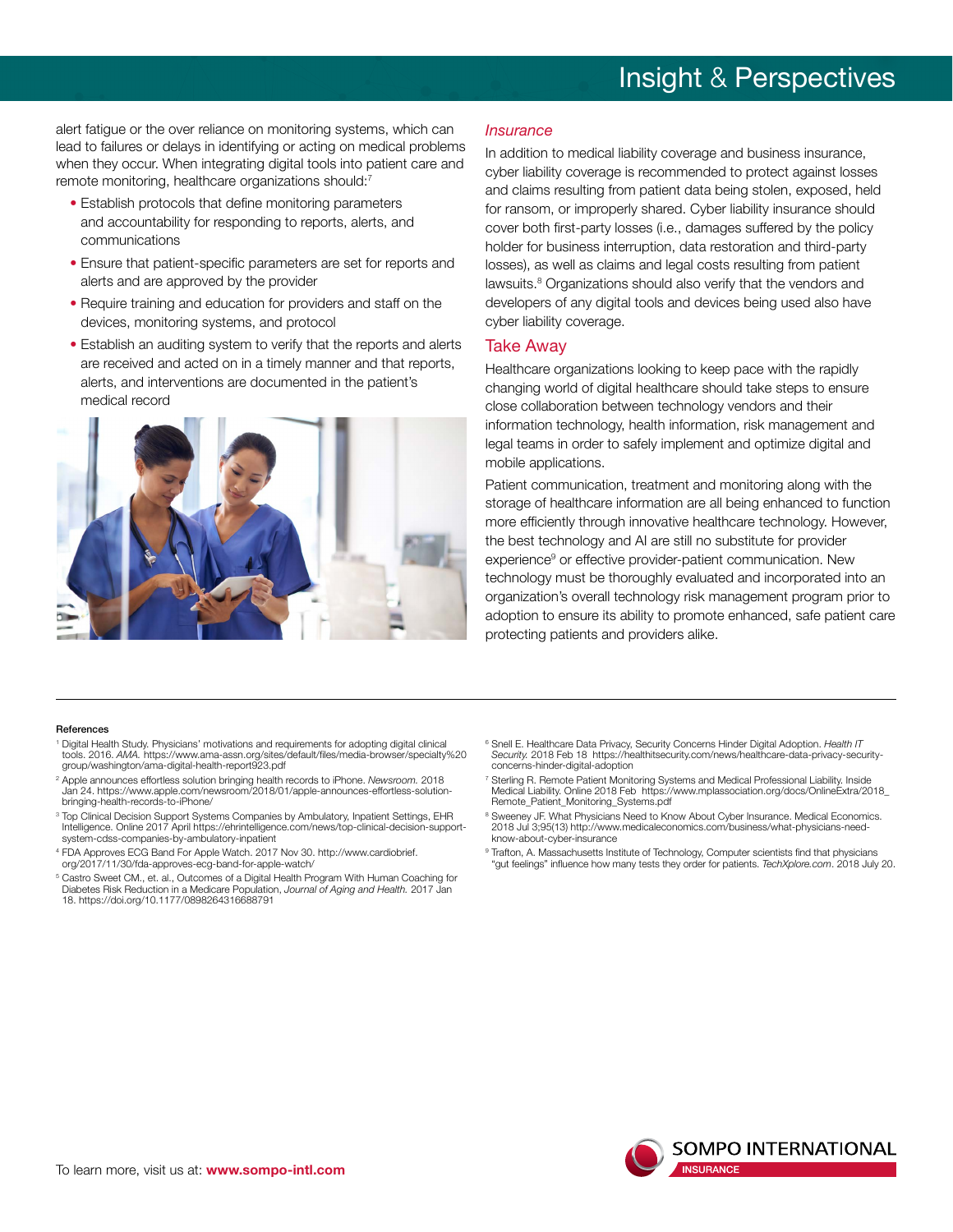alert fatigue or the over reliance on monitoring systems, which can lead to failures or delays in identifying or acting on medical problems when they occur. When integrating digital tools into patient care and remote monitoring, healthcare organizations should:[7]

- Establish protocols that define monitoring parameters and accountability for responding to reports, alerts, and communications
- Ensure that patient-specific parameters are set for reports and alerts and are approved by the provider
- Require training and education for providers and staff on the devices, monitoring systems, and protocol
- Establish an auditing system to verify that the reports and alerts are received and acted on in a timely manner and that reports, alerts, and interventions are documented in the patient's medical record

### *Insurance*

In addition to medical liability coverage and business insurance, cyber liability coverage is recommended to protect against losses and claims resulting from patient data being stolen, exposed, held for ransom, or improperly shared. Cyber liability insurance should cover both first-party losses (i.e., damages suffered by the policy holder for business interruption, data restoration and third-party losses), as well as claims and legal costs resulting from patient lawsuits.[8] Organizations should also verify that the vendors and developers of any digital tools and devices being used also have cyber liability coverage.

## Take Away

Healthcare organizations looking to keep pace with the rapidly changing world of digital healthcare should take steps to ensure close collaboration between technology vendors and their information technology, health information, risk management and legal teams in order to safely implement and optimize digital and mobile applications.

Patient communication, treatment and monitoring along with the storage of healthcare information are all being enhanced to function more efficiently through innovative healthcare technology. However, the best technology and AI are still no substitute for provider experience[9] or effective provider-patient communication. New technology must be thoroughly evaluated and incorporated into an organization's overall technology risk management program prior to adoption to ensure its ability to promote enhanced, safe patient care protecting patients and providers alike.

---

**References**

1. Digital Health Study. Physicians' motivations and requirements for adopting digital clinical tools. 2016. *AMA.* https://www.ama-assn.org/sites/default/files/media-browser/specialty%20group/washington/ama-digital-health-report923.pdf
2. Apple announces effortless solution bringing health records to iPhone. *Newsroom.* 2018 Jan 24. https://www.apple.com/newsroom/2018/01/apple-announces-effortless-solution-bringing-health-records-to-iPhone/
3. Top Clinical Decision Support Systems Companies by Ambulatory, Inpatient Settings, EHR Intelligence. Online 2017 April https://ehrintelligence.com/news/top-clinical-decision-support-system-cdss-companies-by-ambulatory-inpatient
4. FDA Approves ECG Band For Apple Watch. 2017 Nov 30. http://www.cardiobrief.org/2017/11/30/fda-approves-ecg-band-for-apple-watch/
5. Castro Sweet CM., et. al., Outcomes of a Digital Health Program With Human Coaching for Diabetes Risk Reduction in a Medicare Population, *Journal of Aging and Health.* 2017 Jan 18. https://doi.org/10.1177/0898264316688791
6. Snell E. Healthcare Data Privacy, Security Concerns Hinder Digital Adoption. *Health IT Security.* 2018 Feb 18 https://healthitsecurity.com/news/healthcare-data-privacy-security-concerns-hinder-digital-adoption
7. Sterling R. Remote Patient Monitoring Systems and Medical Professional Liability. Inside Medical Liability. Online 2018 Feb https://www.mplassociation.org/docs/OnlineExtra/2018_Remote_Patient_Monitoring_Systems.pdf
8. Sweeney JF. What Physicians Need to Know About Cyber Insurance. Medical Economics. 2018 Jul 3;95(13) http://www.medicaleconomics.com/business/what-physicians-need-know-about-cyber-insurance
9. Trafton, A. Massachusetts Institute of Technology, Computer scientists find that physicians "gut feelings" influence how many tests they order for patients. *TechXplore.com.* 2018 July 20.

To learn more, visit us at: **www.sompo-intl.com**